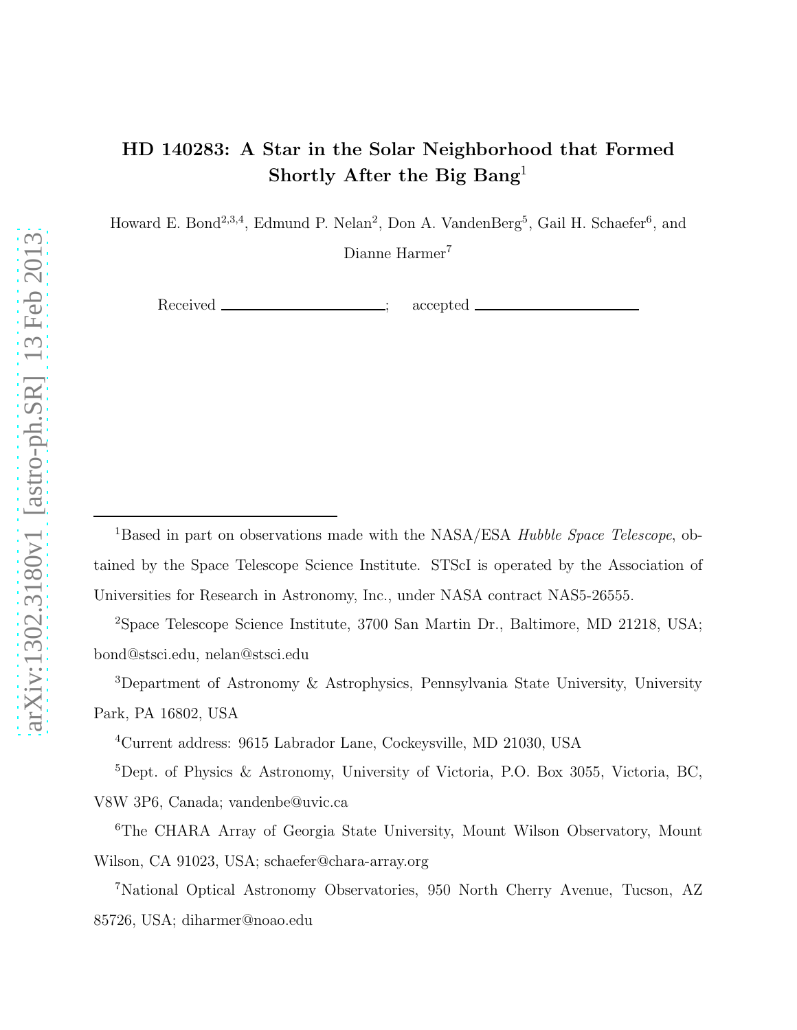# HD 140283: A Star in the Solar Neighborhood that Formed Shortly After the Big Bang[1]

Howard E. Bond[2,3,4], Edmund P. Nelan[2], Don A. VandenBerg[5], Gail H. Schaefer[6], and Dianne Harmer[7]

Received \_\_\_\_\_\_\_\_\_\_\_\_\_\_\_\_\_\_\_\_; accepted \_\_\_\_\_\_\_\_\_\_\_\_\_\_\_\_\_\_\_\_

---

[1]Based in part on observations made with the NASA/ESA *Hubble Space Telescope*, obtained by the Space Telescope Science Institute. STScI is operated by the Association of Universities for Research in Astronomy, Inc., under NASA contract NAS5-26555.

[2]Space Telescope Science Institute, 3700 San Martin Dr., Baltimore, MD 21218, USA; bond@stsci.edu, nelan@stsci.edu

[3]Department of Astronomy & Astrophysics, Pennsylvania State University, University Park, PA 16802, USA

[4]Current address: 9615 Labrador Lane, Cockeysville, MD 21030, USA

[5]Dept. of Physics & Astronomy, University of Victoria, P.O. Box 3055, Victoria, BC, V8W 3P6, Canada; vandenbe@uvic.ca

[6]The CHARA Array of Georgia State University, Mount Wilson Observatory, Mount Wilson, CA 91023, USA; schaefer@chara-array.org

[7]National Optical Astronomy Observatories, 950 North Cherry Avenue, Tucson, AZ 85726, USA; diharmer@noao.edu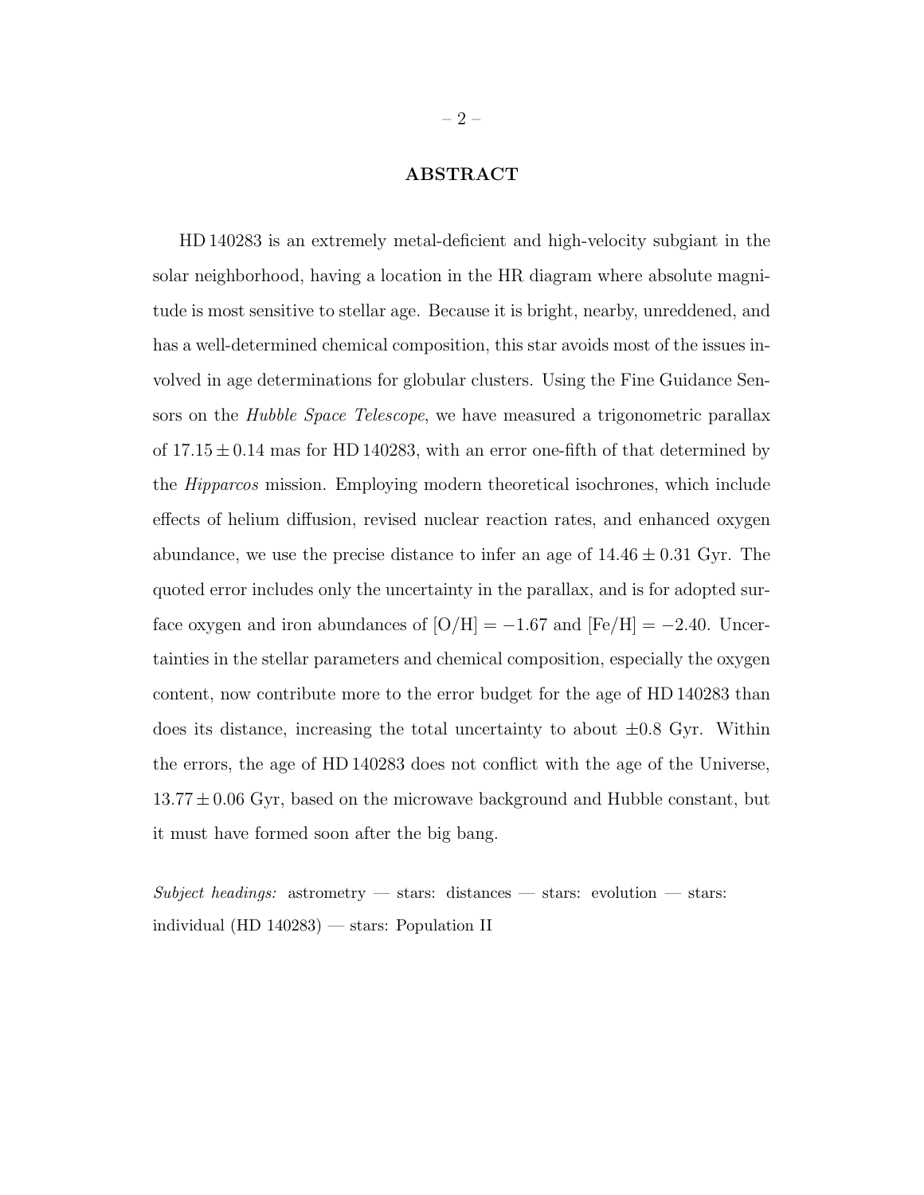## ABSTRACT

HD 140283 is an extremely metal-deficient and high-velocity subgiant in the solar neighborhood, having a location in the HR diagram where absolute magnitude is most sensitive to stellar age. Because it is bright, nearby, unreddened, and has a well-determined chemical composition, this star avoids most of the issues involved in age determinations for globular clusters. Using the Fine Guidance Sensors on the *Hubble Space Telescope*, we have measured a trigonometric parallax of $17.15 \pm 0.14$ mas for HD 140283, with an error one-fifth of that determined by the *Hipparcos* mission. Employing modern theoretical isochrones, which include effects of helium diffusion, revised nuclear reaction rates, and enhanced oxygen abundance, we use the precise distance to infer an age of $14.46 \pm 0.31$ Gyr. The quoted error includes only the uncertainty in the parallax, and is for adopted surface oxygen and iron abundances of $[\mathrm{O/H}] = -1.67$ and $[\mathrm{Fe/H}] = -2.40$. Uncertainties in the stellar parameters and chemical composition, especially the oxygen content, now contribute more to the error budget for the age of HD 140283 than does its distance, increasing the total uncertainty to about $\pm 0.8$ Gyr. Within the errors, the age of HD 140283 does not conflict with the age of the Universe, $13.77 \pm 0.06$ Gyr, based on the microwave background and Hubble constant, but it must have formed soon after the big bang.

*Subject headings:* astrometry — stars: distances — stars: evolution — stars: individual (HD 140283) — stars: Population II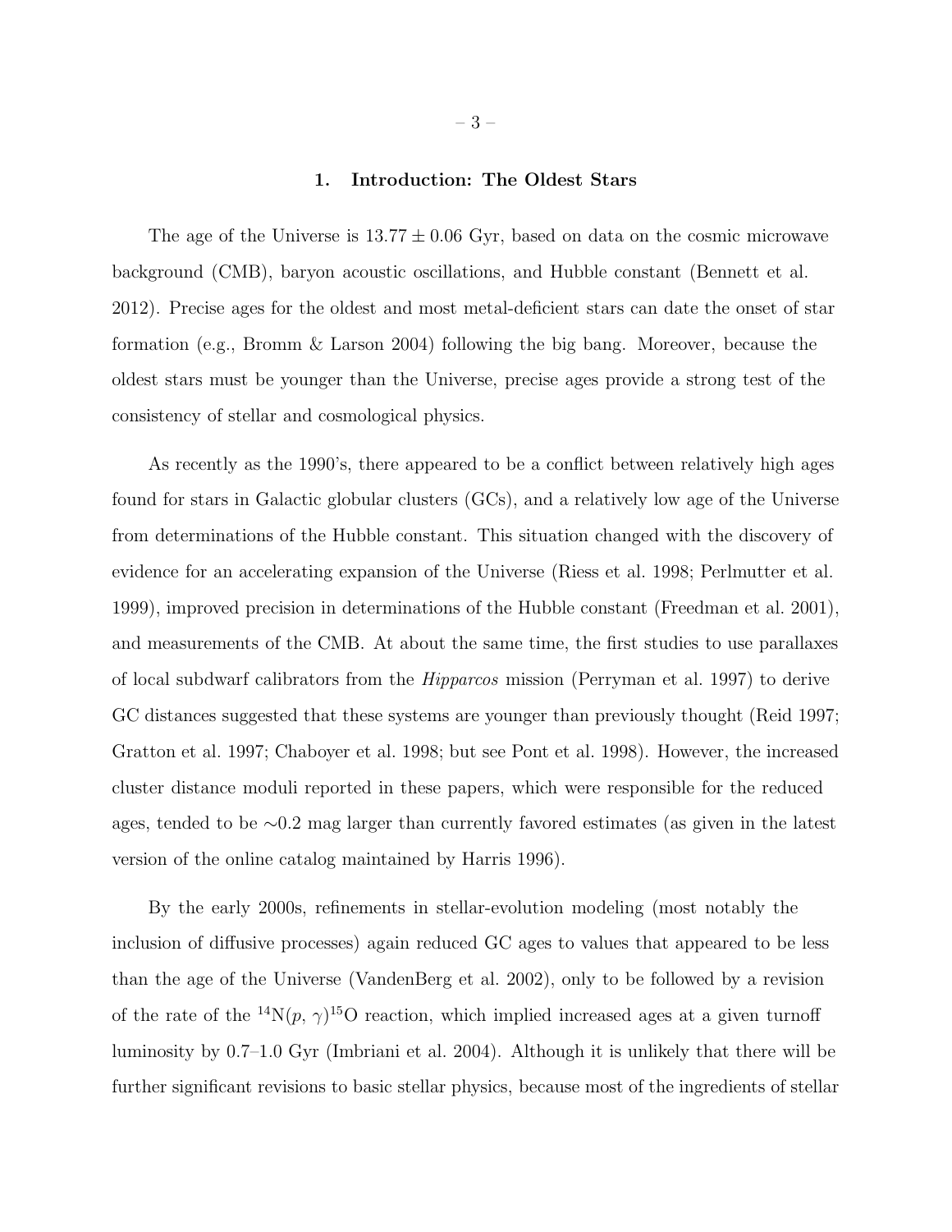# 1. Introduction: The Oldest Stars

The age of the Universe is $13.77 \pm 0.06$ Gyr, based on data on the cosmic microwave background (CMB), baryon acoustic oscillations, and Hubble constant (Bennett et al. 2012). Precise ages for the oldest and most metal-deficient stars can date the onset of star formation (e.g., Bromm & Larson 2004) following the big bang. Moreover, because the oldest stars must be younger than the Universe, precise ages provide a strong test of the consistency of stellar and cosmological physics.

As recently as the 1990's, there appeared to be a conflict between relatively high ages found for stars in Galactic globular clusters (GCs), and a relatively low age of the Universe from determinations of the Hubble constant. This situation changed with the discovery of evidence for an accelerating expansion of the Universe (Riess et al. 1998; Perlmutter et al. 1999), improved precision in determinations of the Hubble constant (Freedman et al. 2001), and measurements of the CMB. At about the same time, the first studies to use parallaxes of local subdwarf calibrators from the *Hipparcos* mission (Perryman et al. 1997) to derive GC distances suggested that these systems are younger than previously thought (Reid 1997; Gratton et al. 1997; Chaboyer et al. 1998; but see Pont et al. 1998). However, the increased cluster distance moduli reported in these papers, which were responsible for the reduced ages, tended to be $\sim$0.2 mag larger than currently favored estimates (as given in the latest version of the online catalog maintained by Harris 1996).

By the early 2000s, refinements in stellar-evolution modeling (most notably the inclusion of diffusive processes) again reduced GC ages to values that appeared to be less than the age of the Universe (VandenBerg et al. 2002), only to be followed by a revision of the rate of the $^{14}\mathrm{N}(p, \gamma)^{15}\mathrm{O}$ reaction, which implied increased ages at a given turnoff luminosity by 0.7–1.0 Gyr (Imbriani et al. 2004). Although it is unlikely that there will be further significant revisions to basic stellar physics, because most of the ingredients of stellar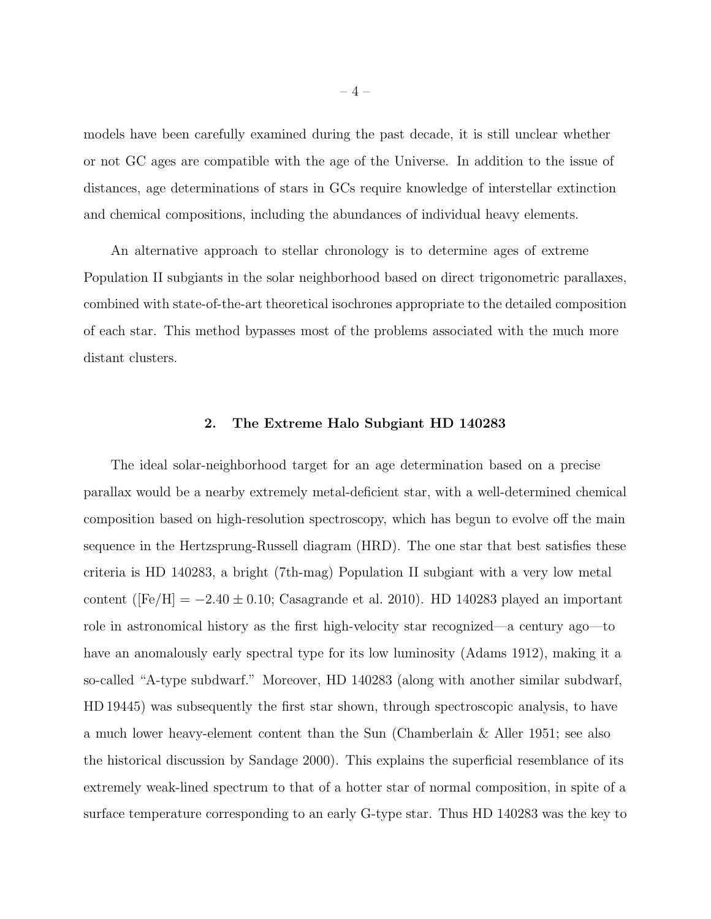models have been carefully examined during the past decade, it is still unclear whether or not GC ages are compatible with the age of the Universe. In addition to the issue of distances, age determinations of stars in GCs require knowledge of interstellar extinction and chemical compositions, including the abundances of individual heavy elements.

An alternative approach to stellar chronology is to determine ages of extreme Population II subgiants in the solar neighborhood based on direct trigonometric parallaxes, combined with state-of-the-art theoretical isochrones appropriate to the detailed composition of each star. This method bypasses most of the problems associated with the much more distant clusters.

## 2. The Extreme Halo Subgiant HD 140283

The ideal solar-neighborhood target for an age determination based on a precise parallax would be a nearby extremely metal-deficient star, with a well-determined chemical composition based on high-resolution spectroscopy, which has begun to evolve off the main sequence in the Hertzsprung-Russell diagram (HRD). The one star that best satisfies these criteria is HD 140283, a bright (7th-mag) Population II subgiant with a very low metal content ($[\mathrm{Fe/H}] = -2.40 \pm 0.10$; Casagrande et al. 2010). HD 140283 played an important role in astronomical history as the first high-velocity star recognized—a century ago—to have an anomalously early spectral type for its low luminosity (Adams 1912), making it a so-called "A-type subdwarf." Moreover, HD 140283 (along with another similar subdwarf, HD 19445) was subsequently the first star shown, through spectroscopic analysis, to have a much lower heavy-element content than the Sun (Chamberlain & Aller 1951; see also the historical discussion by Sandage 2000). This explains the superficial resemblance of its extremely weak-lined spectrum to that of a hotter star of normal composition, in spite of a surface temperature corresponding to an early G-type star. Thus HD 140283 was the key to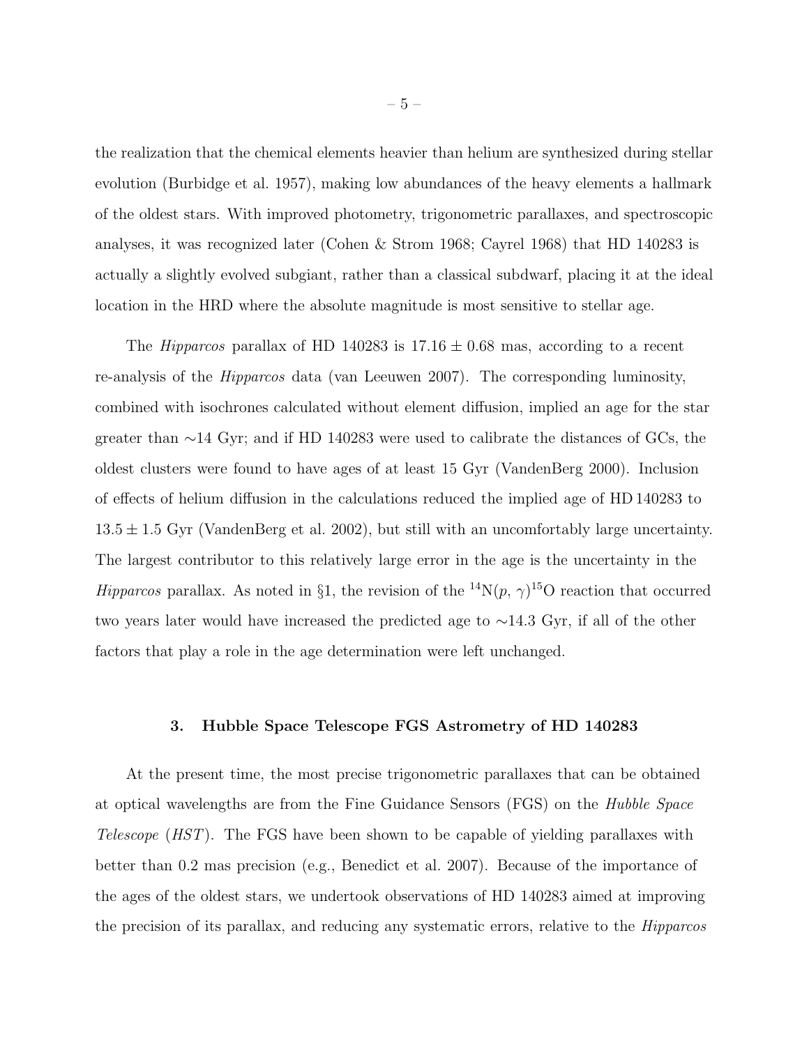the realization that the chemical elements heavier than helium are synthesized during stellar evolution (Burbidge et al. 1957), making low abundances of the heavy elements a hallmark of the oldest stars. With improved photometry, trigonometric parallaxes, and spectroscopic analyses, it was recognized later (Cohen & Strom 1968; Cayrel 1968) that HD 140283 is actually a slightly evolved subgiant, rather than a classical subdwarf, placing it at the ideal location in the HRD where the absolute magnitude is most sensitive to stellar age.

The *Hipparcos* parallax of HD 140283 is $17.16 \pm 0.68$ mas, according to a recent re-analysis of the *Hipparcos* data (van Leeuwen 2007). The corresponding luminosity, combined with isochrones calculated without element diffusion, implied an age for the star greater than $\sim$14 Gyr; and if HD 140283 were used to calibrate the distances of GCs, the oldest clusters were found to have ages of at least 15 Gyr (VandenBerg 2000). Inclusion of effects of helium diffusion in the calculations reduced the implied age of HD 140283 to $13.5 \pm 1.5$ Gyr (VandenBerg et al. 2002), but still with an uncomfortably large uncertainty. The largest contributor to this relatively large error in the age is the uncertainty in the *Hipparcos* parallax. As noted in §1, the revision of the $^{14}\mathrm{N}(p, \gamma)^{15}\mathrm{O}$ reaction that occurred two years later would have increased the predicted age to $\sim$14.3 Gyr, if all of the other factors that play a role in the age determination were left unchanged.

## 3. Hubble Space Telescope FGS Astrometry of HD 140283

At the present time, the most precise trigonometric parallaxes that can be obtained at optical wavelengths are from the Fine Guidance Sensors (FGS) on the *Hubble Space Telescope* (*HST*). The FGS have been shown to be capable of yielding parallaxes with better than 0.2 mas precision (e.g., Benedict et al. 2007). Because of the importance of the ages of the oldest stars, we undertook observations of HD 140283 aimed at improving the precision of its parallax, and reducing any systematic errors, relative to the *Hipparcos*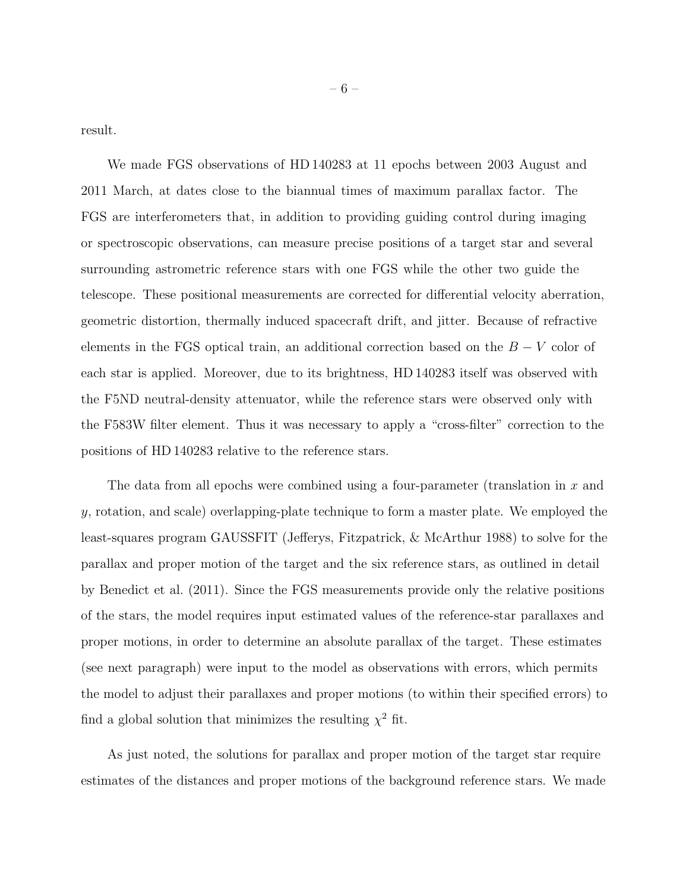result.

We made FGS observations of HD 140283 at 11 epochs between 2003 August and 2011 March, at dates close to the biannual times of maximum parallax factor. The FGS are interferometers that, in addition to providing guiding control during imaging or spectroscopic observations, can measure precise positions of a target star and several surrounding astrometric reference stars with one FGS while the other two guide the telescope. These positional measurements are corrected for differential velocity aberration, geometric distortion, thermally induced spacecraft drift, and jitter. Because of refractive elements in the FGS optical train, an additional correction based on the $B - V$ color of each star is applied. Moreover, due to its brightness, HD 140283 itself was observed with the F5ND neutral-density attenuator, while the reference stars were observed only with the F583W filter element. Thus it was necessary to apply a "cross-filter" correction to the positions of HD 140283 relative to the reference stars.

The data from all epochs were combined using a four-parameter (translation in $x$ and $y$, rotation, and scale) overlapping-plate technique to form a master plate. We employed the least-squares program GAUSSFIT (Jefferys, Fitzpatrick, & McArthur 1988) to solve for the parallax and proper motion of the target and the six reference stars, as outlined in detail by Benedict et al. (2011). Since the FGS measurements provide only the relative positions of the stars, the model requires input estimated values of the reference-star parallaxes and proper motions, in order to determine an absolute parallax of the target. These estimates (see next paragraph) were input to the model as observations with errors, which permits the model to adjust their parallaxes and proper motions (to within their specified errors) to find a global solution that minimizes the resulting $\chi^2$ fit.

As just noted, the solutions for parallax and proper motion of the target star require estimates of the distances and proper motions of the background reference stars. We made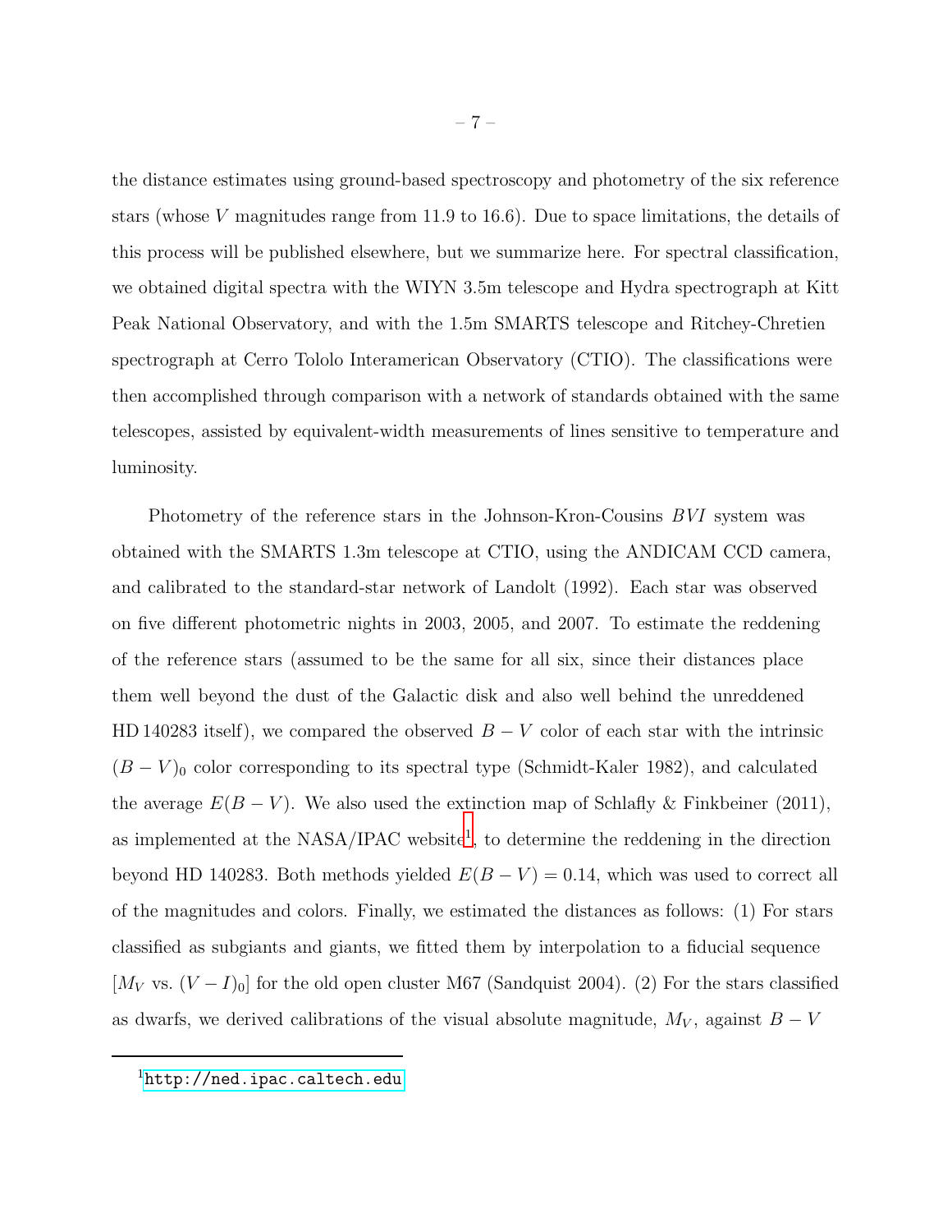the distance estimates using ground-based spectroscopy and photometry of the six reference stars (whose $V$ magnitudes range from 11.9 to 16.6). Due to space limitations, the details of this process will be published elsewhere, but we summarize here. For spectral classification, we obtained digital spectra with the WIYN 3.5m telescope and Hydra spectrograph at Kitt Peak National Observatory, and with the 1.5m SMARTS telescope and Ritchey-Chretien spectrograph at Cerro Tololo Interamerican Observatory (CTIO). The classifications were then accomplished through comparison with a network of standards obtained with the same telescopes, assisted by equivalent-width measurements of lines sensitive to temperature and luminosity.

Photometry of the reference stars in the Johnson-Kron-Cousins $BVI$ system was obtained with the SMARTS 1.3m telescope at CTIO, using the ANDICAM CCD camera, and calibrated to the standard-star network of Landolt (1992). Each star was observed on five different photometric nights in 2003, 2005, and 2007. To estimate the reddening of the reference stars (assumed to be the same for all six, since their distances place them well beyond the dust of the Galactic disk and also well behind the unreddened HD 140283 itself), we compared the observed $B-V$ color of each star with the intrinsic $(B-V)_0$ color corresponding to its spectral type (Schmidt-Kaler 1982), and calculated the average $E(B-V)$. We also used the extinction map of Schlafly & Finkbeiner (2011), as implemented at the NASA/IPAC website[1], to determine the reddening in the direction beyond HD 140283. Both methods yielded $E(B-V) = 0.14$, which was used to correct all of the magnitudes and colors. Finally, we estimated the distances as follows: (1) For stars classified as subgiants and giants, we fitted them by interpolation to a fiducial sequence [$M_V$ vs. $(V-I)_0$] for the old open cluster M67 (Sandquist 2004). (2) For the stars classified as dwarfs, we derived calibrations of the visual absolute magnitude, $M_V$, against $B-V$

[1] http://ned.ipac.caltech.edu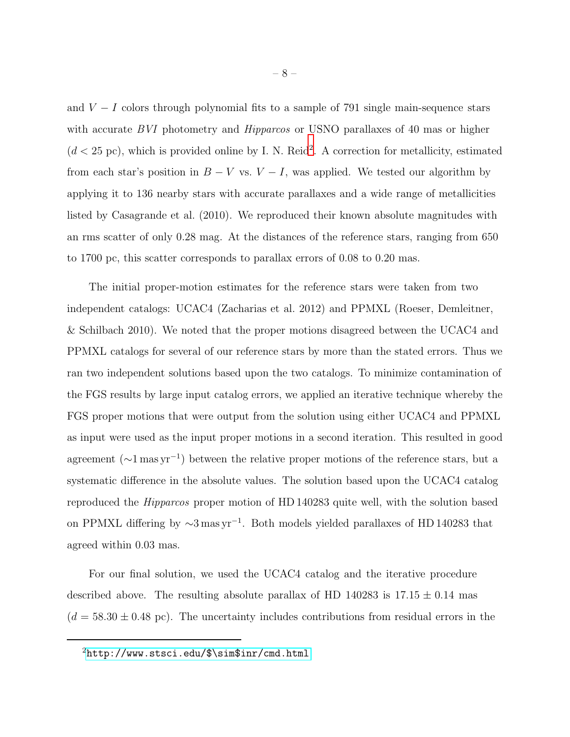and $V - I$ colors through polynomial fits to a sample of 791 single main-sequence stars with accurate $BVI$ photometry and *Hipparcos* or USNO parallaxes of 40 mas or higher ($d < 25$ pc), which is provided online by I. N. Reid[2]. A correction for metallicity, estimated from each star's position in $B - V$ vs. $V - I$, was applied. We tested our algorithm by applying it to 136 nearby stars with accurate parallaxes and a wide range of metallicities listed by Casagrande et al. (2010). We reproduced their known absolute magnitudes with an rms scatter of only 0.28 mag. At the distances of the reference stars, ranging from 650 to 1700 pc, this scatter corresponds to parallax errors of 0.08 to 0.20 mas.

The initial proper-motion estimates for the reference stars were taken from two independent catalogs: UCAC4 (Zacharias et al. 2012) and PPMXL (Roeser, Demleitner, & Schilbach 2010). We noted that the proper motions disagreed between the UCAC4 and PPMXL catalogs for several of our reference stars by more than the stated errors. Thus we ran two independent solutions based upon the two catalogs. To minimize contamination of the FGS results by large input catalog errors, we applied an iterative technique whereby the FGS proper motions that were output from the solution using either UCAC4 and PPMXL as input were used as the input proper motions in a second iteration. This resulted in good agreement ($\sim$1 mas yr$^{-1}$) between the relative proper motions of the reference stars, but a systematic difference in the absolute values. The solution based upon the UCAC4 catalog reproduced the *Hipparcos* proper motion of HD 140283 quite well, with the solution based on PPMXL differing by $\sim$3 mas yr$^{-1}$. Both models yielded parallaxes of HD 140283 that agreed within 0.03 mas.

For our final solution, we used the UCAC4 catalog and the iterative procedure described above. The resulting absolute parallax of HD 140283 is $17.15 \pm 0.14$ mas ($d = 58.30 \pm 0.48$ pc). The uncertainty includes contributions from residual errors in the

[2] http://www.stsci.edu/$\sim$inr/cmd.html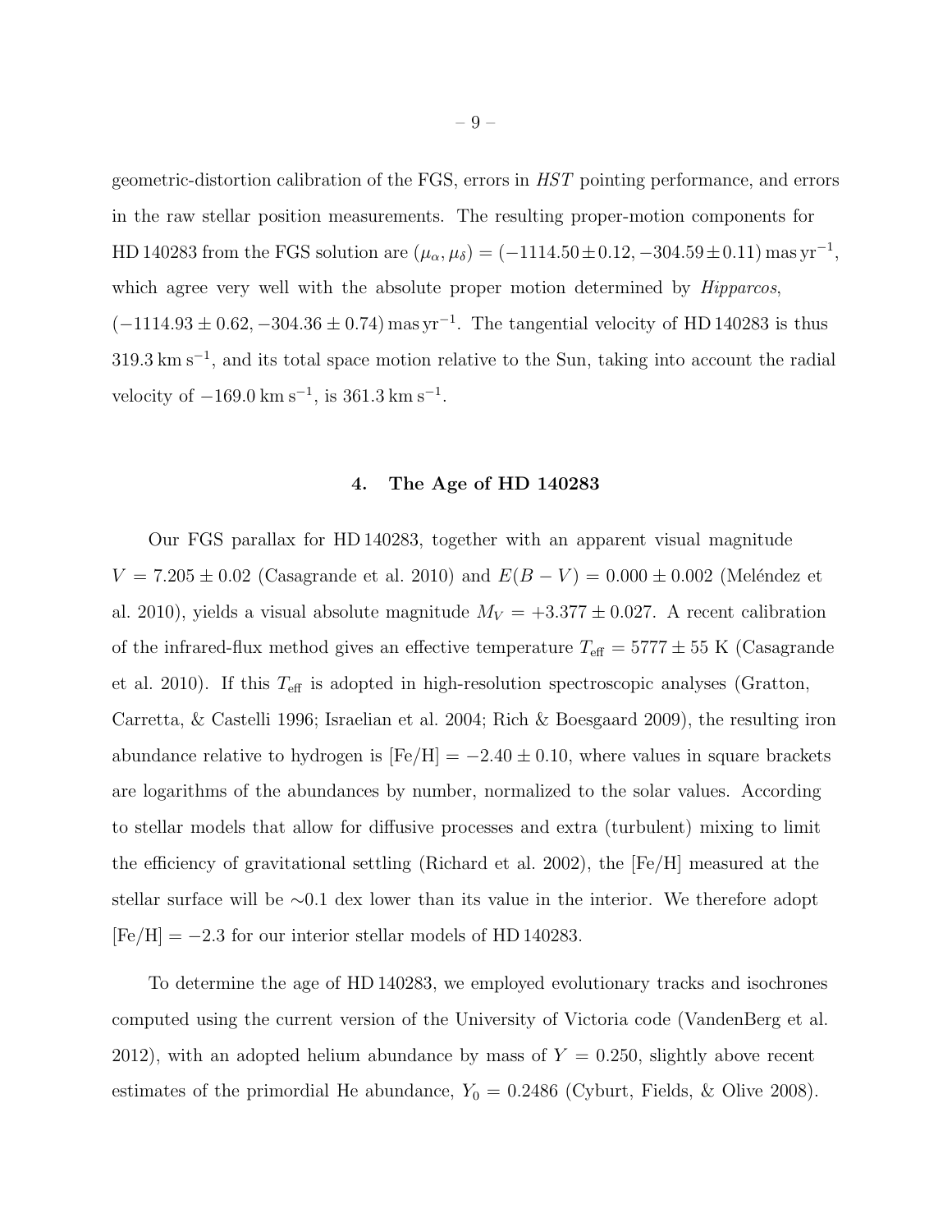geometric-distortion calibration of the FGS, errors in *HST* pointing performance, and errors in the raw stellar position measurements. The resulting proper-motion components for HD 140283 from the FGS solution are $(\mu_\alpha, \mu_\delta) = (-1114.50 \pm 0.12, -304.59 \pm 0.11)\,\mathrm{mas\,yr^{-1}}$, which agree very well with the absolute proper motion determined by *Hipparcos*, $(-1114.93 \pm 0.62, -304.36 \pm 0.74)\,\mathrm{mas\,yr^{-1}}$. The tangential velocity of HD 140283 is thus $319.3\,\mathrm{km\,s^{-1}}$, and its total space motion relative to the Sun, taking into account the radial velocity of $-169.0\,\mathrm{km\,s^{-1}}$, is $361.3\,\mathrm{km\,s^{-1}}$.

## 4. The Age of HD 140283

Our FGS parallax for HD 140283, together with an apparent visual magnitude $V = 7.205 \pm 0.02$ (Casagrande et al. 2010) and $E(B-V) = 0.000 \pm 0.002$ (Meléndez et al. 2010), yields a visual absolute magnitude $M_V = +3.377 \pm 0.027$. A recent calibration of the infrared-flux method gives an effective temperature $T_{\rm eff} = 5777 \pm 55$ K (Casagrande et al. 2010). If this $T_{\rm eff}$ is adopted in high-resolution spectroscopic analyses (Gratton, Carretta, & Castelli 1996; Israelian et al. 2004; Rich & Boesgaard 2009), the resulting iron abundance relative to hydrogen is $[\mathrm{Fe/H}] = -2.40 \pm 0.10$, where values in square brackets are logarithms of the abundances by number, normalized to the solar values. According to stellar models that allow for diffusive processes and extra (turbulent) mixing to limit the efficiency of gravitational settling (Richard et al. 2002), the [Fe/H] measured at the stellar surface will be $\sim$0.1 dex lower than its value in the interior. We therefore adopt $[\mathrm{Fe/H}] = -2.3$ for our interior stellar models of HD 140283.

To determine the age of HD 140283, we employed evolutionary tracks and isochrones computed using the current version of the University of Victoria code (VandenBerg et al. 2012), with an adopted helium abundance by mass of $Y = 0.250$, slightly above recent estimates of the primordial He abundance, $Y_0 = 0.2486$ (Cyburt, Fields, & Olive 2008).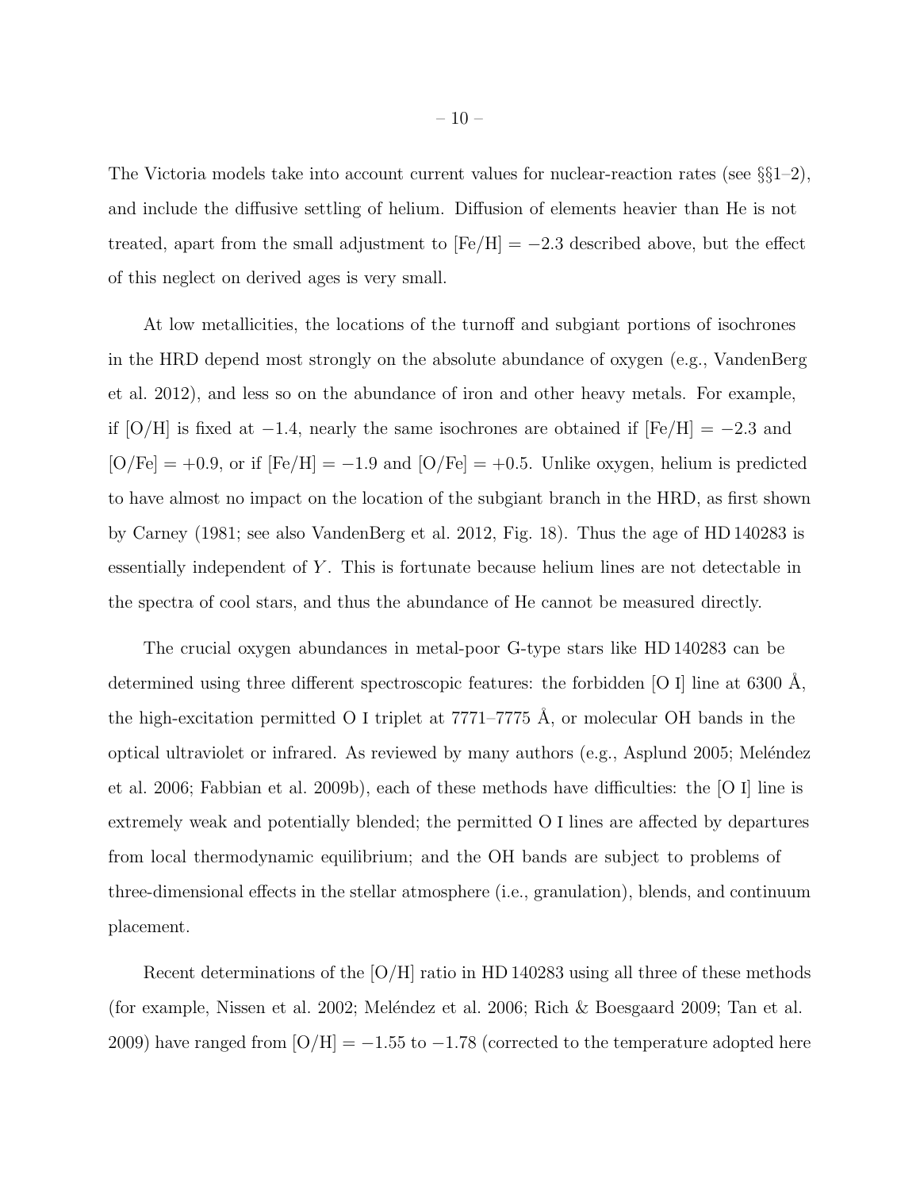The Victoria models take into account current values for nuclear-reaction rates (see §§1–2), and include the diffusive settling of helium. Diffusion of elements heavier than He is not treated, apart from the small adjustment to [Fe/H] $= -2.3$ described above, but the effect of this neglect on derived ages is very small.

At low metallicities, the locations of the turnoff and subgiant portions of isochrones in the HRD depend most strongly on the absolute abundance of oxygen (e.g., VandenBerg et al. 2012), and less so on the abundance of iron and other heavy metals. For example, if [O/H] is fixed at $-1.4$, nearly the same isochrones are obtained if [Fe/H] $= -2.3$ and [O/Fe] $= +0.9$, or if [Fe/H] $= -1.9$ and [O/Fe] $= +0.5$. Unlike oxygen, helium is predicted to have almost no impact on the location of the subgiant branch in the HRD, as first shown by Carney (1981; see also VandenBerg et al. 2012, Fig. 18). Thus the age of HD 140283 is essentially independent of $Y$. This is fortunate because helium lines are not detectable in the spectra of cool stars, and thus the abundance of He cannot be measured directly.

The crucial oxygen abundances in metal-poor G-type stars like HD 140283 can be determined using three different spectroscopic features: the forbidden [O I] line at 6300 Å, the high-excitation permitted O I triplet at 7771–7775 Å, or molecular OH bands in the optical ultraviolet or infrared. As reviewed by many authors (e.g., Asplund 2005; Meléndez et al. 2006; Fabbian et al. 2009b), each of these methods have difficulties: the [O I] line is extremely weak and potentially blended; the permitted O I lines are affected by departures from local thermodynamic equilibrium; and the OH bands are subject to problems of three-dimensional effects in the stellar atmosphere (i.e., granulation), blends, and continuum placement.

Recent determinations of the [O/H] ratio in HD 140283 using all three of these methods (for example, Nissen et al. 2002; Meléndez et al. 2006; Rich & Boesgaard 2009; Tan et al. 2009) have ranged from [O/H] $= -1.55$ to $-1.78$ (corrected to the temperature adopted here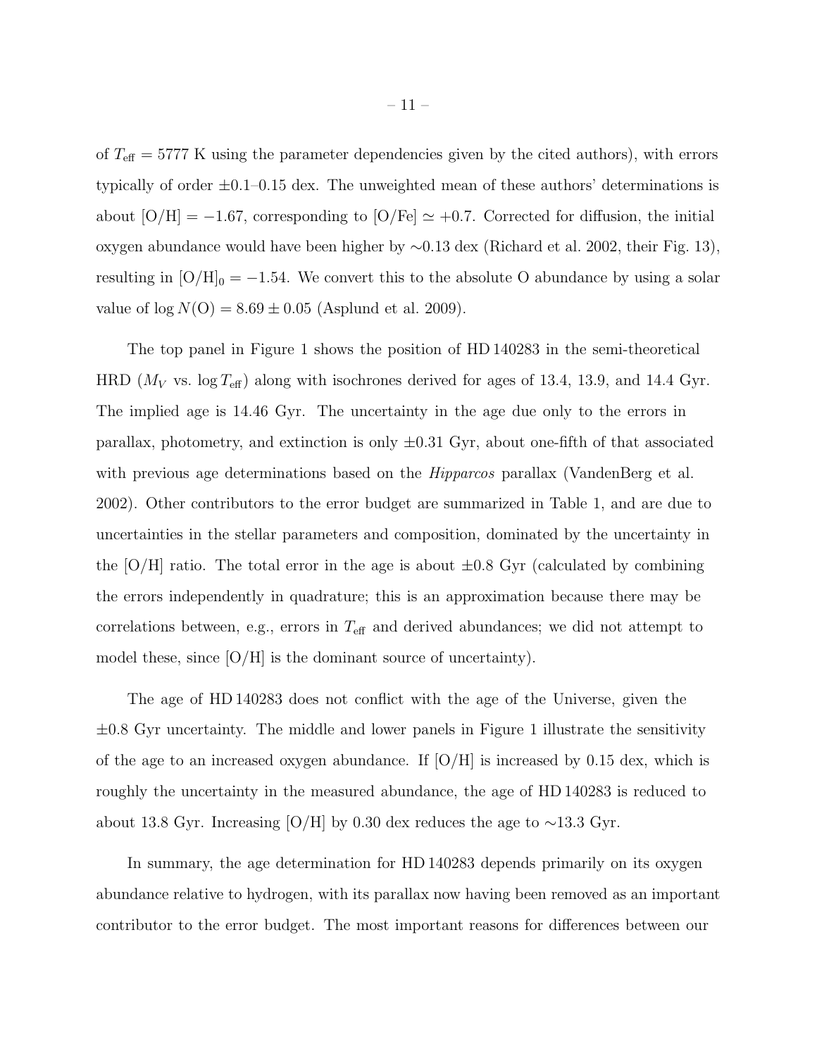of $T_{\rm eff} = 5777$ K using the parameter dependencies given by the cited authors), with errors typically of order $\pm 0.1$–$0.15$ dex. The unweighted mean of these authors' determinations is about $[{\rm O/H}] = -1.67$, corresponding to $[{\rm O/Fe}] \simeq +0.7$. Corrected for diffusion, the initial oxygen abundance would have been higher by $\sim 0.13$ dex (Richard et al. 2002, their Fig. 13), resulting in $[{\rm O/H}]_0 = -1.54$. We convert this to the absolute O abundance by using a solar value of $\log N({\rm O}) = 8.69 \pm 0.05$ (Asplund et al. 2009).

The top panel in Figure 1 shows the position of HD 140283 in the semi-theoretical HRD ($M_V$ vs. $\log T_{\rm eff}$) along with isochrones derived for ages of 13.4, 13.9, and 14.4 Gyr. The implied age is 14.46 Gyr. The uncertainty in the age due only to the errors in parallax, photometry, and extinction is only $\pm 0.31$ Gyr, about one-fifth of that associated with previous age determinations based on the *Hipparcos* parallax (VandenBerg et al. 2002). Other contributors to the error budget are summarized in Table 1, and are due to uncertainties in the stellar parameters and composition, dominated by the uncertainty in the [O/H] ratio. The total error in the age is about $\pm 0.8$ Gyr (calculated by combining the errors independently in quadrature; this is an approximation because there may be correlations between, e.g., errors in $T_{\rm eff}$ and derived abundances; we did not attempt to model these, since [O/H] is the dominant source of uncertainty).

The age of HD 140283 does not conflict with the age of the Universe, given the $\pm 0.8$ Gyr uncertainty. The middle and lower panels in Figure 1 illustrate the sensitivity of the age to an increased oxygen abundance. If [O/H] is increased by 0.15 dex, which is roughly the uncertainty in the measured abundance, the age of HD 140283 is reduced to about 13.8 Gyr. Increasing [O/H] by 0.30 dex reduces the age to $\sim 13.3$ Gyr.

In summary, the age determination for HD 140283 depends primarily on its oxygen abundance relative to hydrogen, with its parallax now having been removed as an important contributor to the error budget. The most important reasons for differences between our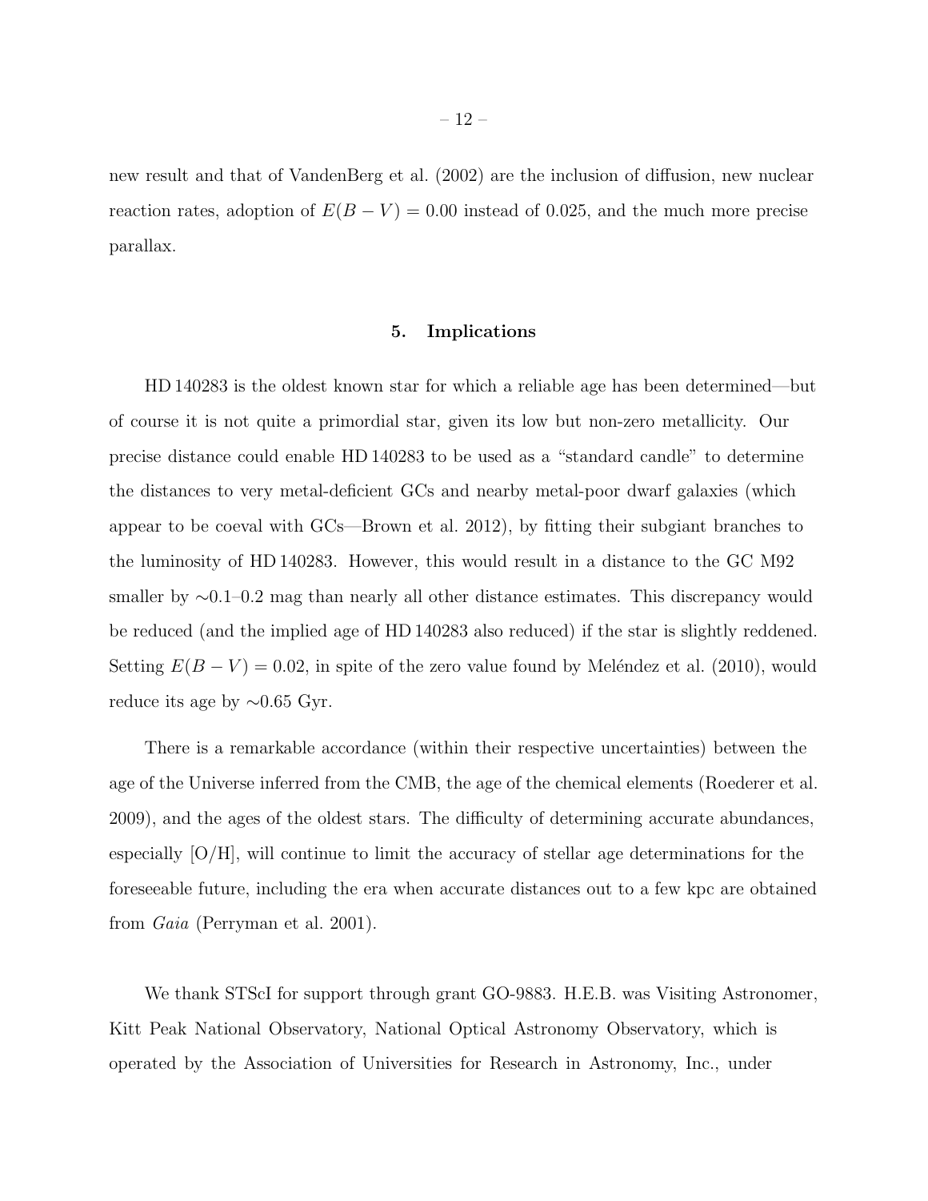new result and that of VandenBerg et al. (2002) are the inclusion of diffusion, new nuclear reaction rates, adoption of $E(B-V) = 0.00$ instead of 0.025, and the much more precise parallax.

## 5. Implications

HD 140283 is the oldest known star for which a reliable age has been determined—but of course it is not quite a primordial star, given its low but non-zero metallicity. Our precise distance could enable HD 140283 to be used as a "standard candle" to determine the distances to very metal-deficient GCs and nearby metal-poor dwarf galaxies (which appear to be coeval with GCs—Brown et al. 2012), by fitting their subgiant branches to the luminosity of HD 140283. However, this would result in a distance to the GC M92 smaller by $\sim$0.1–0.2 mag than nearly all other distance estimates. This discrepancy would be reduced (and the implied age of HD 140283 also reduced) if the star is slightly reddened. Setting $E(B-V) = 0.02$, in spite of the zero value found by Meléndez et al. (2010), would reduce its age by $\sim$0.65 Gyr.

There is a remarkable accordance (within their respective uncertainties) between the age of the Universe inferred from the CMB, the age of the chemical elements (Roederer et al. 2009), and the ages of the oldest stars. The difficulty of determining accurate abundances, especially [O/H], will continue to limit the accuracy of stellar age determinations for the foreseeable future, including the era when accurate distances out to a few kpc are obtained from *Gaia* (Perryman et al. 2001).

We thank STScI for support through grant GO-9883. H.E.B. was Visiting Astronomer, Kitt Peak National Observatory, National Optical Astronomy Observatory, which is operated by the Association of Universities for Research in Astronomy, Inc., under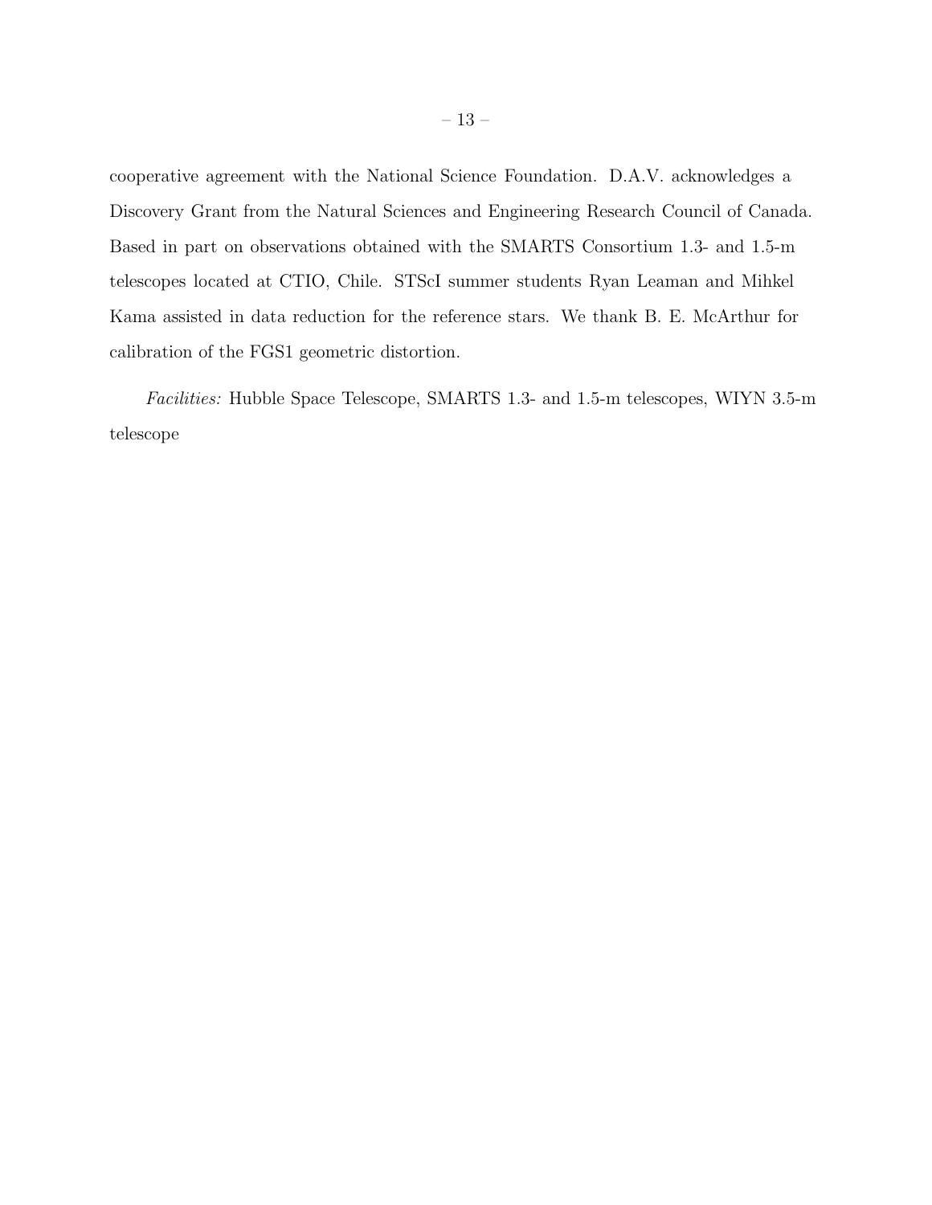cooperative agreement with the National Science Foundation. D.A.V. acknowledges a Discovery Grant from the Natural Sciences and Engineering Research Council of Canada. Based in part on observations obtained with the SMARTS Consortium 1.3- and 1.5-m telescopes located at CTIO, Chile. STScI summer students Ryan Leaman and Mihkel Kama assisted in data reduction for the reference stars. We thank B. E. McArthur for calibration of the FGS1 geometric distortion.

*Facilities:* Hubble Space Telescope, SMARTS 1.3- and 1.5-m telescopes, WIYN 3.5-m telescope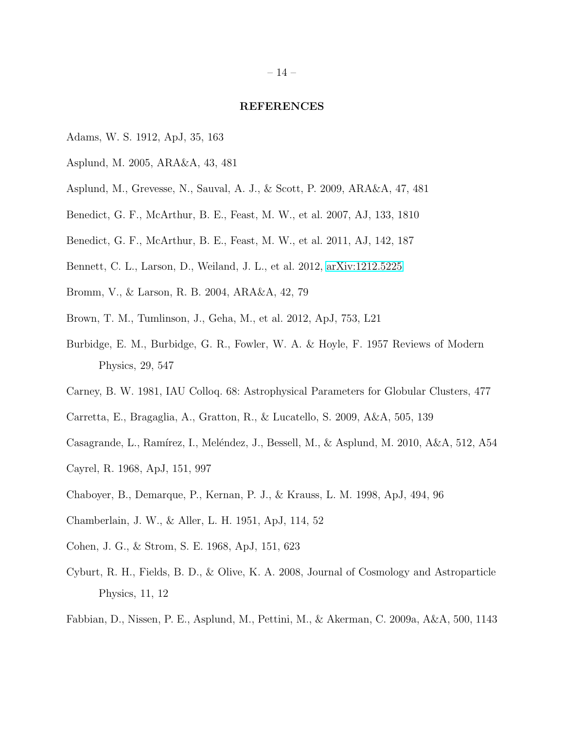## REFERENCES

Adams, W. S. 1912, ApJ, 35, 163

Asplund, M. 2005, ARA&A, 43, 481

Asplund, M., Grevesse, N., Sauval, A. J., & Scott, P. 2009, ARA&A, 47, 481

Benedict, G. F., McArthur, B. E., Feast, M. W., et al. 2007, AJ, 133, 1810

Benedict, G. F., McArthur, B. E., Feast, M. W., et al. 2011, AJ, 142, 187

Bennett, C. L., Larson, D., Weiland, J. L., et al. 2012, arXiv:1212.5225

Bromm, V., & Larson, R. B. 2004, ARA&A, 42, 79

Brown, T. M., Tumlinson, J., Geha, M., et al. 2012, ApJ, 753, L21

Burbidge, E. M., Burbidge, G. R., Fowler, W. A. & Hoyle, F. 1957 Reviews of Modern Physics, 29, 547

Carney, B. W. 1981, IAU Colloq. 68: Astrophysical Parameters for Globular Clusters, 477

Carretta, E., Bragaglia, A., Gratton, R., & Lucatello, S. 2009, A&A, 505, 139

Casagrande, L., Ramírez, I., Meléndez, J., Bessell, M., & Asplund, M. 2010, A&A, 512, A54

Cayrel, R. 1968, ApJ, 151, 997

Chaboyer, B., Demarque, P., Kernan, P. J., & Krauss, L. M. 1998, ApJ, 494, 96

Chamberlain, J. W., & Aller, L. H. 1951, ApJ, 114, 52

Cohen, J. G., & Strom, S. E. 1968, ApJ, 151, 623

Cyburt, R. H., Fields, B. D., & Olive, K. A. 2008, Journal of Cosmology and Astroparticle Physics, 11, 12

Fabbian, D., Nissen, P. E., Asplund, M., Pettini, M., & Akerman, C. 2009a, A&A, 500, 1143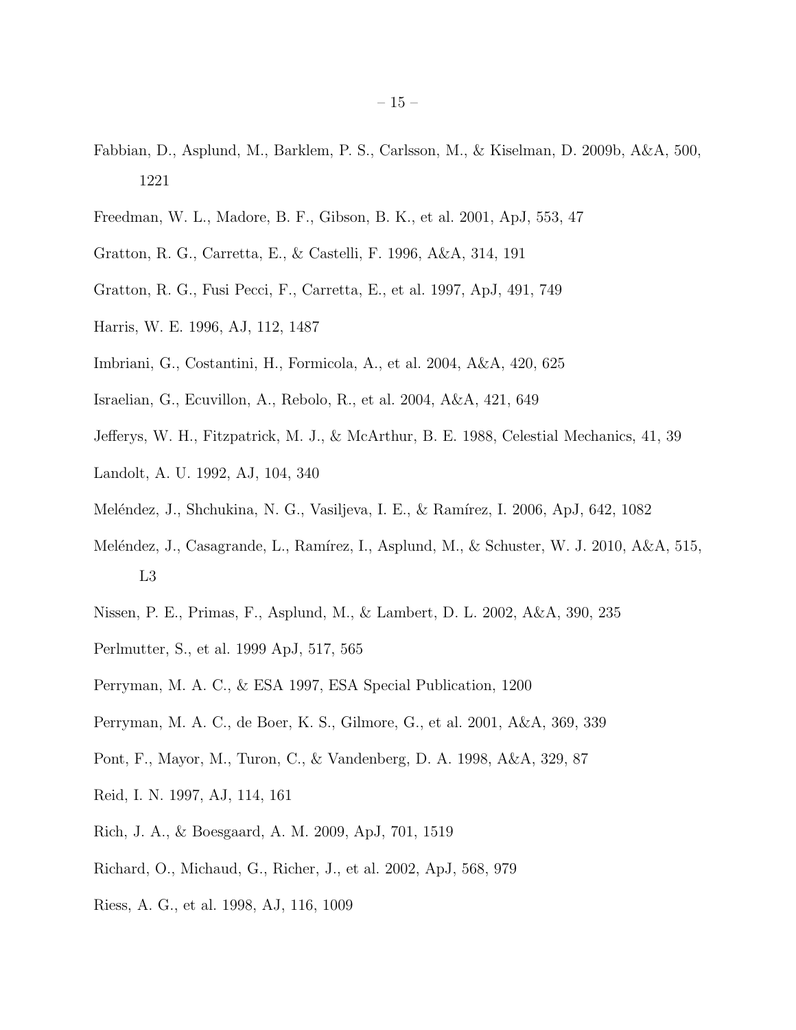Fabbian, D., Asplund, M., Barklem, P. S., Carlsson, M., & Kiselman, D. 2009b, A&A, 500, 1221

Freedman, W. L., Madore, B. F., Gibson, B. K., et al. 2001, ApJ, 553, 47

Gratton, R. G., Carretta, E., & Castelli, F. 1996, A&A, 314, 191

Gratton, R. G., Fusi Pecci, F., Carretta, E., et al. 1997, ApJ, 491, 749

Harris, W. E. 1996, AJ, 112, 1487

Imbriani, G., Costantini, H., Formicola, A., et al. 2004, A&A, 420, 625

Israelian, G., Ecuvillon, A., Rebolo, R., et al. 2004, A&A, 421, 649

Jefferys, W. H., Fitzpatrick, M. J., & McArthur, B. E. 1988, Celestial Mechanics, 41, 39

Landolt, A. U. 1992, AJ, 104, 340

Meléndez, J., Shchukina, N. G., Vasiljeva, I. E., & Ramírez, I. 2006, ApJ, 642, 1082

Meléndez, J., Casagrande, L., Ramírez, I., Asplund, M., & Schuster, W. J. 2010, A&A, 515, L3

Nissen, P. E., Primas, F., Asplund, M., & Lambert, D. L. 2002, A&A, 390, 235

Perlmutter, S., et al. 1999 ApJ, 517, 565

Perryman, M. A. C., & ESA 1997, ESA Special Publication, 1200

Perryman, M. A. C., de Boer, K. S., Gilmore, G., et al. 2001, A&A, 369, 339

Pont, F., Mayor, M., Turon, C., & Vandenberg, D. A. 1998, A&A, 329, 87

Reid, I. N. 1997, AJ, 114, 161

Rich, J. A., & Boesgaard, A. M. 2009, ApJ, 701, 1519

Richard, O., Michaud, G., Richer, J., et al. 2002, ApJ, 568, 979

Riess, A. G., et al. 1998, AJ, 116, 1009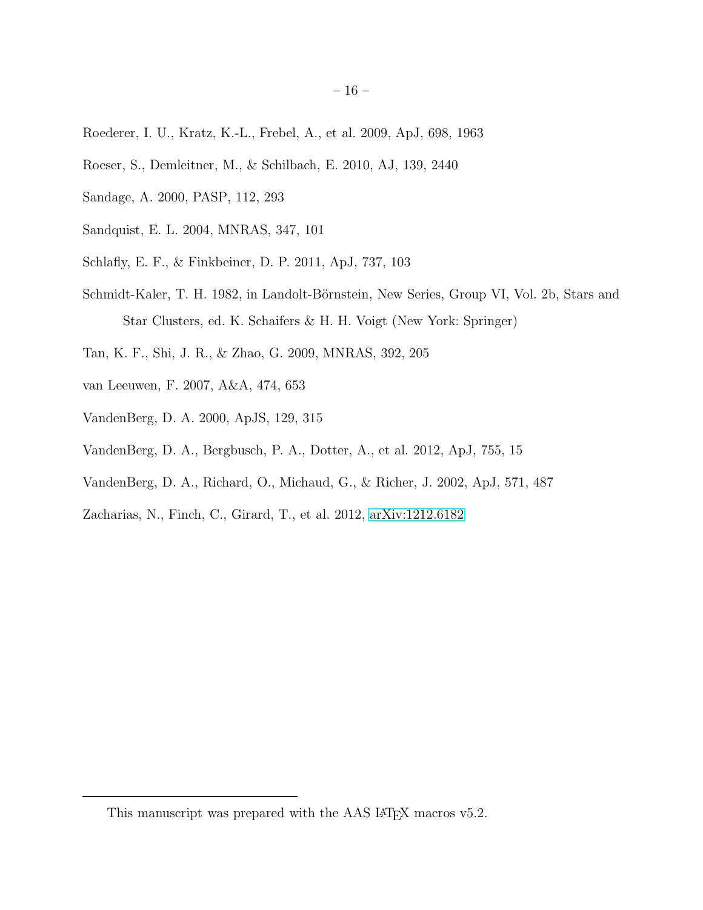Roederer, I. U., Kratz, K.-L., Frebel, A., et al. 2009, ApJ, 698, 1963

Roeser, S., Demleitner, M., & Schilbach, E. 2010, AJ, 139, 2440

Sandage, A. 2000, PASP, 112, 293

Sandquist, E. L. 2004, MNRAS, 347, 101

Schlafly, E. F., & Finkbeiner, D. P. 2011, ApJ, 737, 103

Schmidt-Kaler, T. H. 1982, in Landolt-Börnstein, New Series, Group VI, Vol. 2b, Stars and Star Clusters, ed. K. Schaifers & H. H. Voigt (New York: Springer)

Tan, K. F., Shi, J. R., & Zhao, G. 2009, MNRAS, 392, 205

van Leeuwen, F. 2007, A&A, 474, 653

VandenBerg, D. A. 2000, ApJS, 129, 315

VandenBerg, D. A., Bergbusch, P. A., Dotter, A., et al. 2012, ApJ, 755, 15

VandenBerg, D. A., Richard, O., Michaud, G., & Richer, J. 2002, ApJ, 571, 487

Zacharias, N., Finch, C., Girard, T., et al. 2012, arXiv:1212.6182

---

This manuscript was prepared with the AAS LaTeX macros v5.2.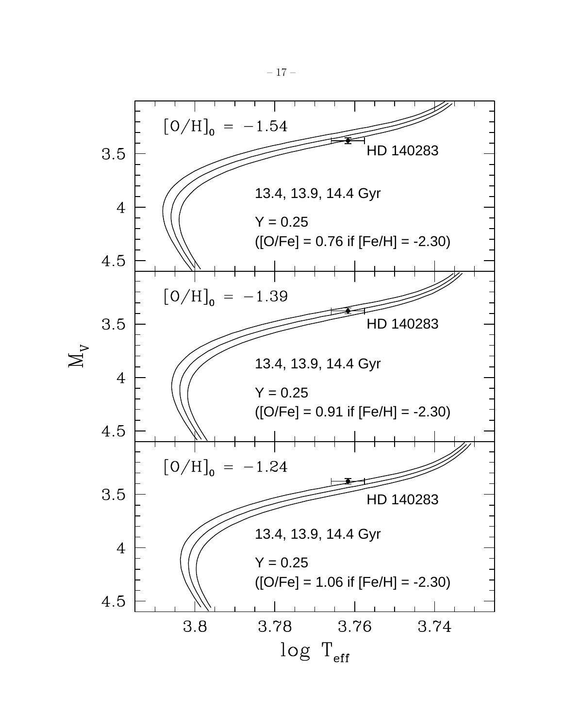$[\mathrm{O/H}]_0 = -1.54$

HD 140283

13.4, 13.9, 14.4 Gyr

Y = 0.25

([O/Fe] = 0.76 if [Fe/H] = -2.30)

$[\mathrm{O/H}]_0 = -1.39$

HD 140283

13.4, 13.9, 14.4 Gyr

Y = 0.25

([O/Fe] = 0.91 if [Fe/H] = -2.30)

$[\mathrm{O/H}]_0 = -1.24$

HD 140283

13.4, 13.9, 14.4 Gyr

Y = 0.25

([O/Fe] = 1.06 if [Fe/H] = -2.30)

$M_V$

$\log\, T_{\mathrm{eff}}$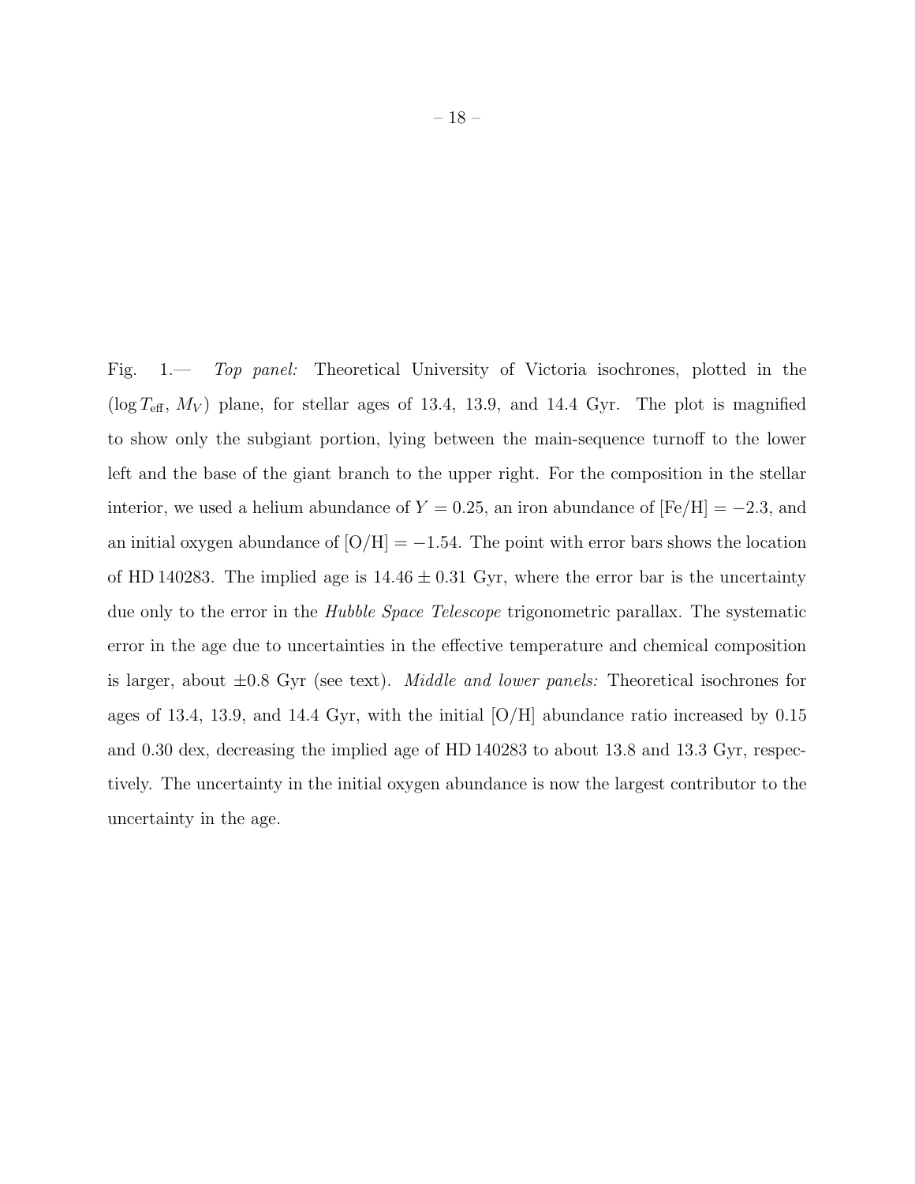Fig. 1.— *Top panel:* Theoretical University of Victoria isochrones, plotted in the $(\log T_{\rm eff},\, M_V)$ plane, for stellar ages of 13.4, 13.9, and 14.4 Gyr. The plot is magnified to show only the subgiant portion, lying between the main-sequence turnoff to the lower left and the base of the giant branch to the upper right. For the composition in the stellar interior, we used a helium abundance of $Y = 0.25$, an iron abundance of $[\mathrm{Fe/H}] = -2.3$, and an initial oxygen abundance of $[\mathrm{O/H}] = -1.54$. The point with error bars shows the location of HD 140283. The implied age is $14.46 \pm 0.31$ Gyr, where the error bar is the uncertainty due only to the error in the *Hubble Space Telescope* trigonometric parallax. The systematic error in the age due to uncertainties in the effective temperature and chemical composition is larger, about $\pm 0.8$ Gyr (see text). *Middle and lower panels:* Theoretical isochrones for ages of 13.4, 13.9, and 14.4 Gyr, with the initial [O/H] abundance ratio increased by 0.15 and 0.30 dex, decreasing the implied age of HD 140283 to about 13.8 and 13.3 Gyr, respectively. The uncertainty in the initial oxygen abundance is now the largest contributor to the uncertainty in the age.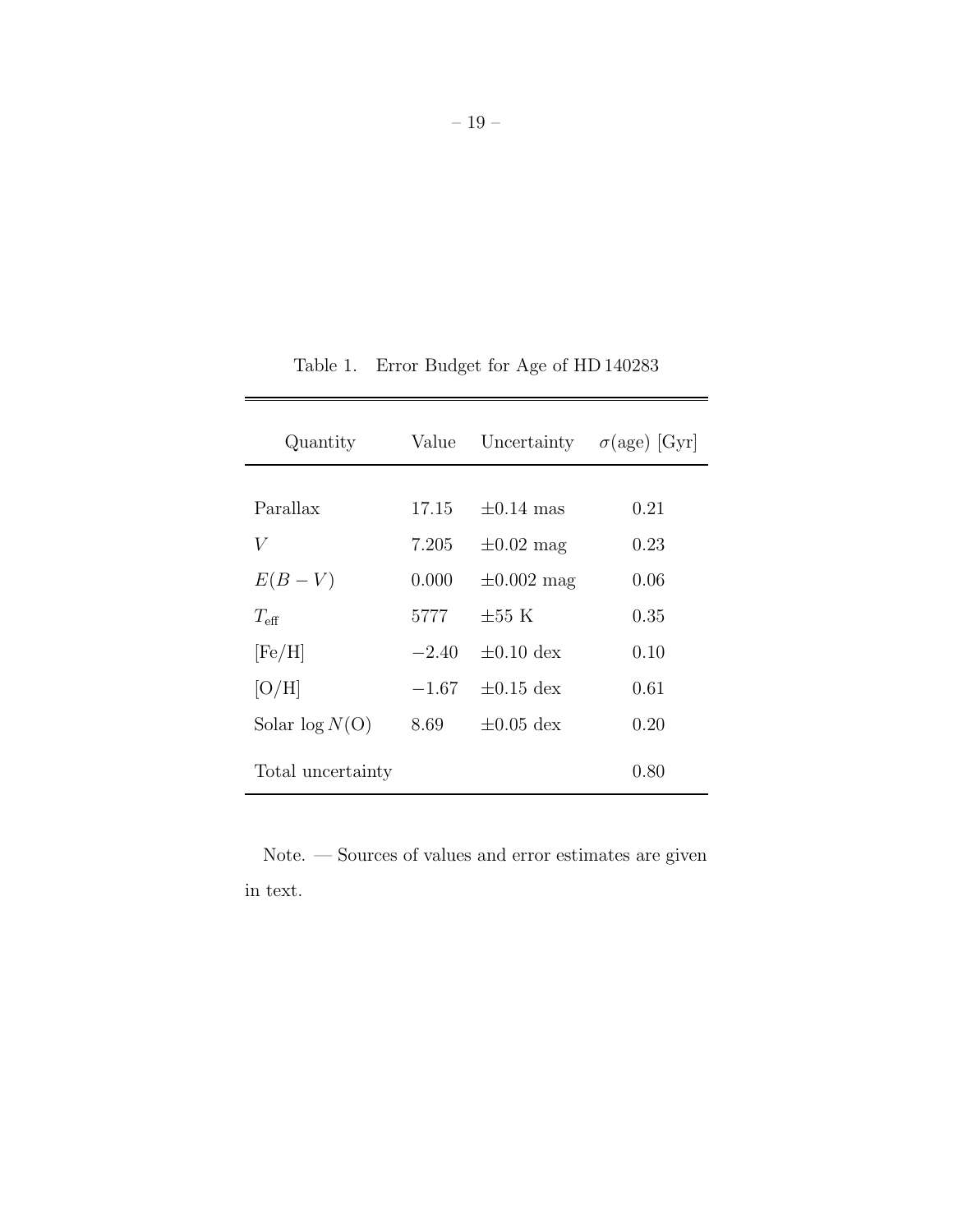Table 1. Error Budget for Age of HD 140283

| Quantity | Value | Uncertainty | $\sigma$(age) [Gyr] |
|---|---|---|---|
| Parallax | 17.15 | $\pm 0.14$ mas | 0.21 |
| $V$ | 7.205 | $\pm 0.02$ mag | 0.23 |
| $E(B-V)$ | 0.000 | $\pm 0.002$ mag | 0.06 |
| $T_{\rm eff}$ | 5777 | $\pm 55$ K | 0.35 |
| [Fe/H] | $-2.40$ | $\pm 0.10$ dex | 0.10 |
| [O/H] | $-1.67$ | $\pm 0.15$ dex | 0.61 |
| Solar $\log N(\rm O)$ | 8.69 | $\pm 0.05$ dex | 0.20 |
| Total uncertainty | | | 0.80 |

Note. — Sources of values and error estimates are given in text.